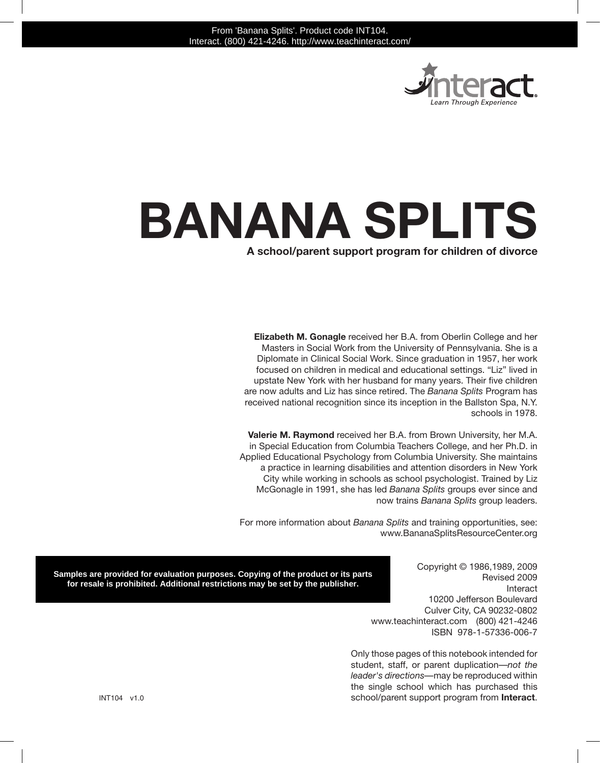From 'Banana Splits'. Product code INT104.
Interact. (800) 421-4246. http://www.teachinteract.com/

interact
Learn Through Experience

# BANANA SPLITS

**A school/parent support program for children of divorce**

**Elizabeth M. Gonagle** received her B.A. from Oberlin College and her Masters in Social Work from the University of Pennsylvania. She is a Diplomate in Clinical Social Work. Since graduation in 1957, her work focused on children in medical and educational settings. "Liz" lived in upstate New York with her husband for many years. Their five children are now adults and Liz has since retired. The *Banana Splits* Program has received national recognition since its inception in the Ballston Spa, N.Y. schools in 1978.

**Valerie M. Raymond** received her B.A. from Brown University, her M.A. in Special Education from Columbia Teachers College, and her Ph.D. in Applied Educational Psychology from Columbia University. She maintains a practice in learning disabilities and attention disorders in New York City while working in schools as school psychologist. Trained by Liz McGonagle in 1991, she has led *Banana Splits* groups ever since and now trains *Banana Splits* group leaders.

For more information about *Banana Splits* and training opportunities, see: www.BananaSplitsResourceCenter.org

**Samples are provided for evaluation purposes. Copying of the product or its parts for resale is prohibited. Additional restrictions may be set by the publisher.**

Copyright © 1986,1989, 2009
Revised 2009
Interact
10200 Jefferson Boulevard
Culver City, CA 90232-0802
www.teachinteract.com (800) 421-4246
ISBN 978-1-57336-006-7

Only those pages of this notebook intended for student, staff, or parent duplication—*not the leader's directions*—may be reproduced within the single school which has purchased this school/parent support program from **Interact**.

INT104 v1.0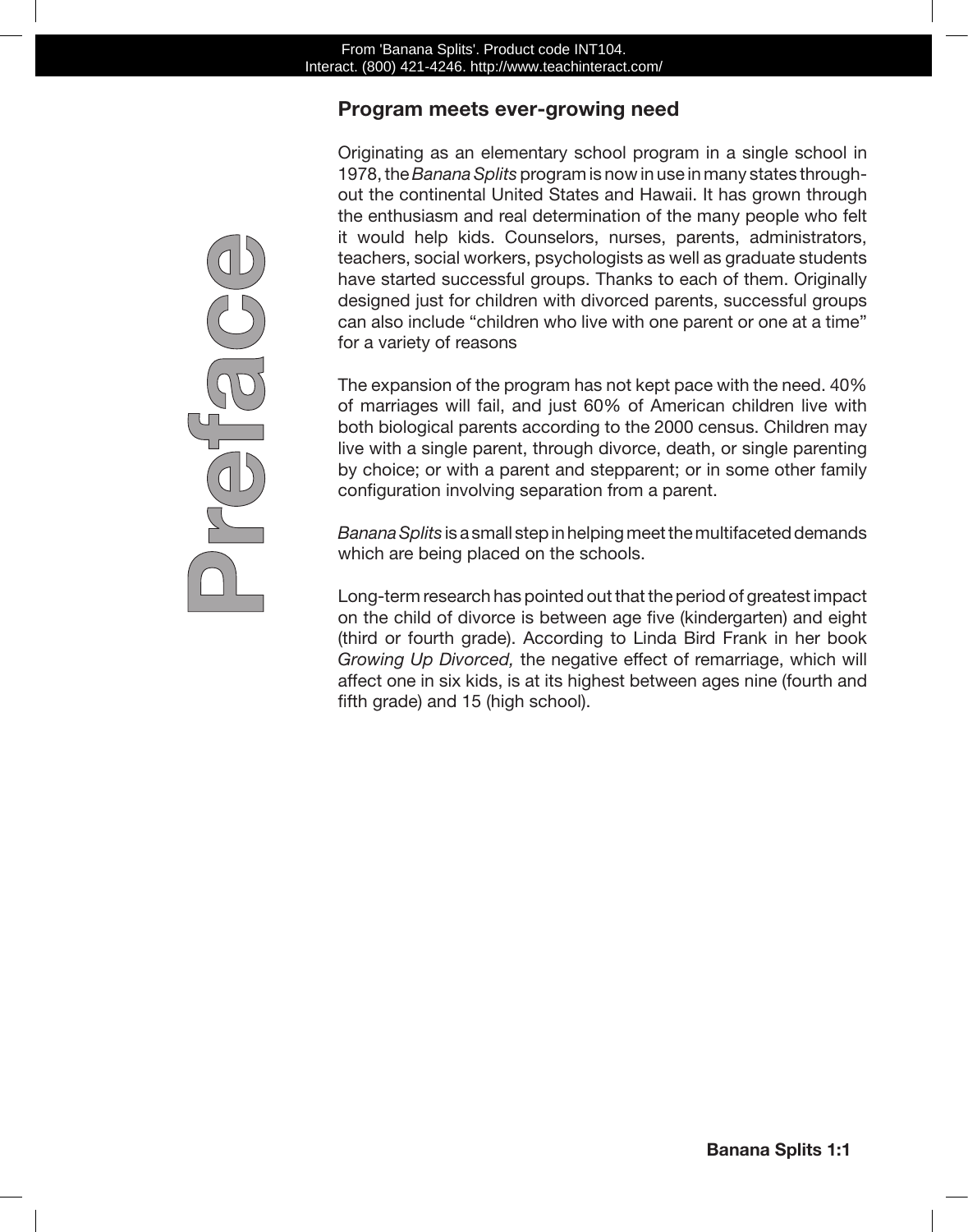# Preface

## Program meets ever-growing need

Originating as an elementary school program in a single school in 1978, the *Banana Splits* program is now in use in many states throughout the continental United States and Hawaii. It has grown through the enthusiasm and real determination of the many people who felt it would help kids. Counselors, nurses, parents, administrators, teachers, social workers, psychologists as well as graduate students have started successful groups. Thanks to each of them. Originally designed just for children with divorced parents, successful groups can also include "children who live with one parent or one at a time" for a variety of reasons

The expansion of the program has not kept pace with the need. 40% of marriages will fail, and just 60% of American children live with both biological parents according to the 2000 census. Children may live with a single parent, through divorce, death, or single parenting by choice; or with a parent and stepparent; or in some other family configuration involving separation from a parent.

*Banana Splits* is a small step in helping meet the multifaceted demands which are being placed on the schools.

Long-term research has pointed out that the period of greatest impact on the child of divorce is between age five (kindergarten) and eight (third or fourth grade). According to Linda Bird Frank in her book *Growing Up Divorced,* the negative effect of remarriage, which will affect one in six kids, is at its highest between ages nine (fourth and fifth grade) and 15 (high school).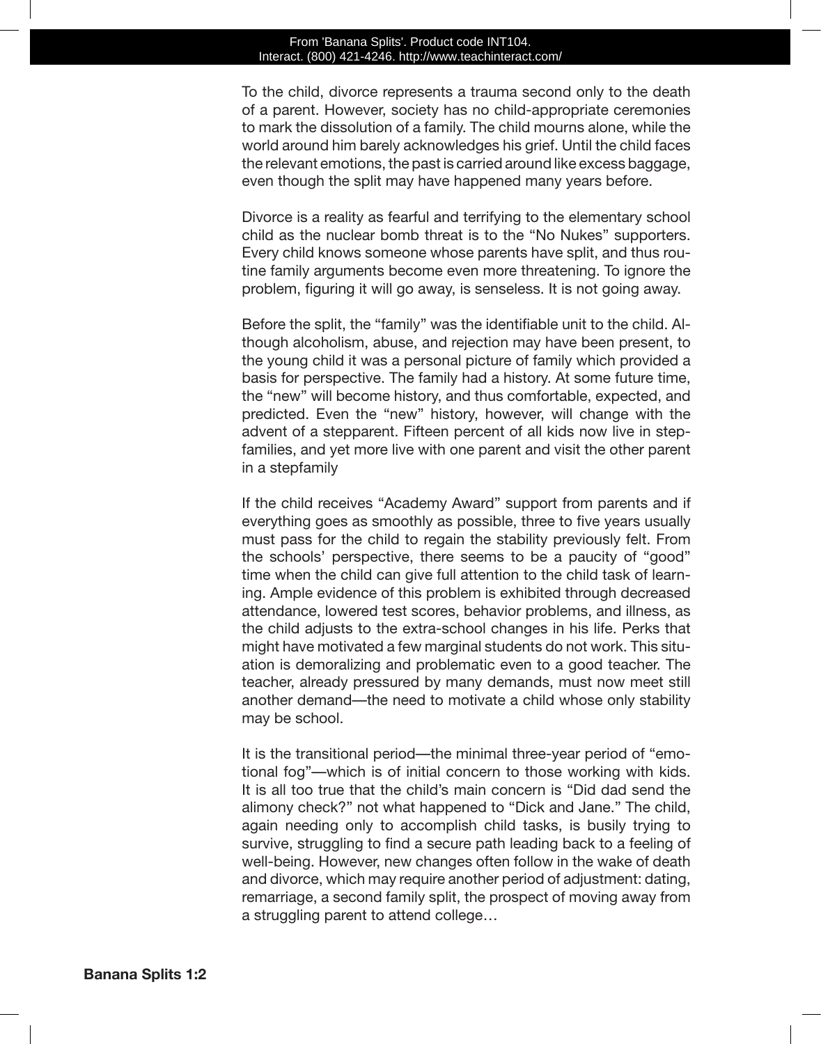To the child, divorce represents a trauma second only to the death of a parent. However, society has no child-appropriate ceremonies to mark the dissolution of a family. The child mourns alone, while the world around him barely acknowledges his grief. Until the child faces the relevant emotions, the past is carried around like excess baggage, even though the split may have happened many years before.

Divorce is a reality as fearful and terrifying to the elementary school child as the nuclear bomb threat is to the "No Nukes" supporters. Every child knows someone whose parents have split, and thus routine family arguments become even more threatening. To ignore the problem, figuring it will go away, is senseless. It is not going away.

Before the split, the "family" was the identifiable unit to the child. Although alcoholism, abuse, and rejection may have been present, to the young child it was a personal picture of family which provided a basis for perspective. The family had a history. At some future time, the "new" will become history, and thus comfortable, expected, and predicted. Even the "new" history, however, will change with the advent of a stepparent. Fifteen percent of all kids now live in stepfamilies, and yet more live with one parent and visit the other parent in a stepfamily

If the child receives "Academy Award" support from parents and if everything goes as smoothly as possible, three to five years usually must pass for the child to regain the stability previously felt. From the schools' perspective, there seems to be a paucity of "good" time when the child can give full attention to the child task of learning. Ample evidence of this problem is exhibited through decreased attendance, lowered test scores, behavior problems, and illness, as the child adjusts to the extra-school changes in his life. Perks that might have motivated a few marginal students do not work. This situation is demoralizing and problematic even to a good teacher. The teacher, already pressured by many demands, must now meet still another demand—the need to motivate a child whose only stability may be school.

It is the transitional period—the minimal three-year period of "emotional fog"—which is of initial concern to those working with kids. It is all too true that the child's main concern is "Did dad send the alimony check?" not what happened to "Dick and Jane." The child, again needing only to accomplish child tasks, is busily trying to survive, struggling to find a secure path leading back to a feeling of well-being. However, new changes often follow in the wake of death and divorce, which may require another period of adjustment: dating, remarriage, a second family split, the prospect of moving away from a struggling parent to attend college…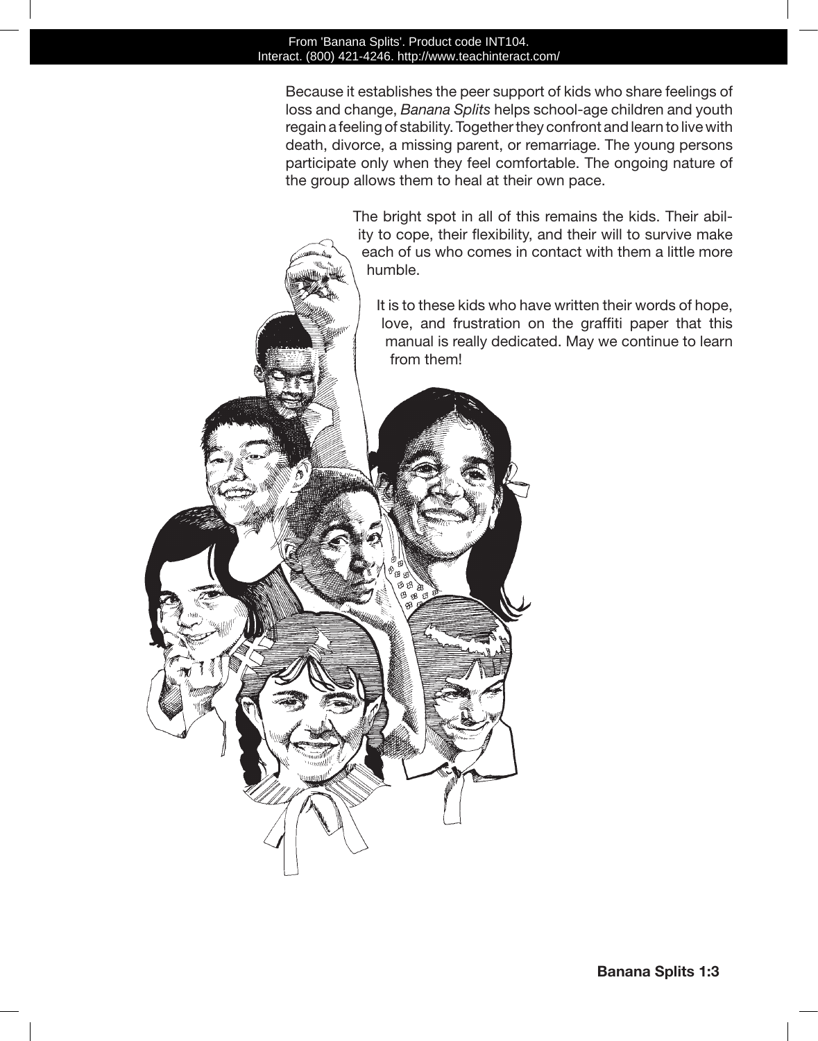Because it establishes the peer support of kids who share feelings of loss and change, *Banana Splits* helps school-age children and youth regain a feeling of stability. Together they confront and learn to live with death, divorce, a missing parent, or remarriage. The young persons participate only when they feel comfortable. The ongoing nature of the group allows them to heal at their own pace.

The bright spot in all of this remains the kids. Their ability to cope, their flexibility, and their will to survive make each of us who comes in contact with them a little more humble.

It is to these kids who have written their words of hope, love, and frustration on the graffiti paper that this manual is really dedicated. May we continue to learn from them!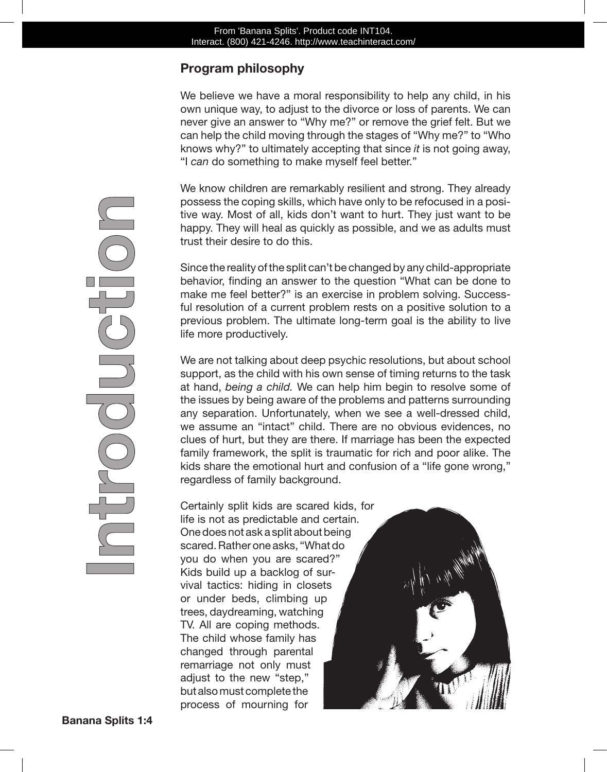## Program philosophy

We believe we have a moral responsibility to help any child, in his own unique way, to adjust to the divorce or loss of parents. We can never give an answer to "Why me?" or remove the grief felt. But we can help the child moving through the stages of "Why me?" to "Who knows why?" to ultimately accepting that since *it* is not going away, "I *can* do something to make myself feel better."

We know children are remarkably resilient and strong. They already possess the coping skills, which have only to be refocused in a positive way. Most of all, kids don't want to hurt. They just want to be happy. They will heal as quickly as possible, and we as adults must trust their desire to do this.

Since the reality of the split can't be changed by any child-appropriate behavior, finding an answer to the question "What can be done to make me feel better?" is an exercise in problem solving. Successful resolution of a current problem rests on a positive solution to a previous problem. The ultimate long-term goal is the ability to live life more productively.

We are not talking about deep psychic resolutions, but about school support, as the child with his own sense of timing returns to the task at hand, *being a child.* We can help him begin to resolve some of the issues by being aware of the problems and patterns surrounding any separation. Unfortunately, when we see a well-dressed child, we assume an "intact" child. There are no obvious evidences, no clues of hurt, but they are there. If marriage has been the expected family framework, the split is traumatic for rich and poor alike. The kids share the emotional hurt and confusion of a "life gone wrong," regardless of family background.

Certainly split kids are scared kids, for life is not as predictable and certain. One does not ask a split about being scared. Rather one asks, "What do you do when you are scared?" Kids build up a backlog of survival tactics: hiding in closets or under beds, climbing up trees, daydreaming, watching TV. All are coping methods. The child whose family has changed through parental remarriage not only must adjust to the new "step," but also must complete the process of mourning for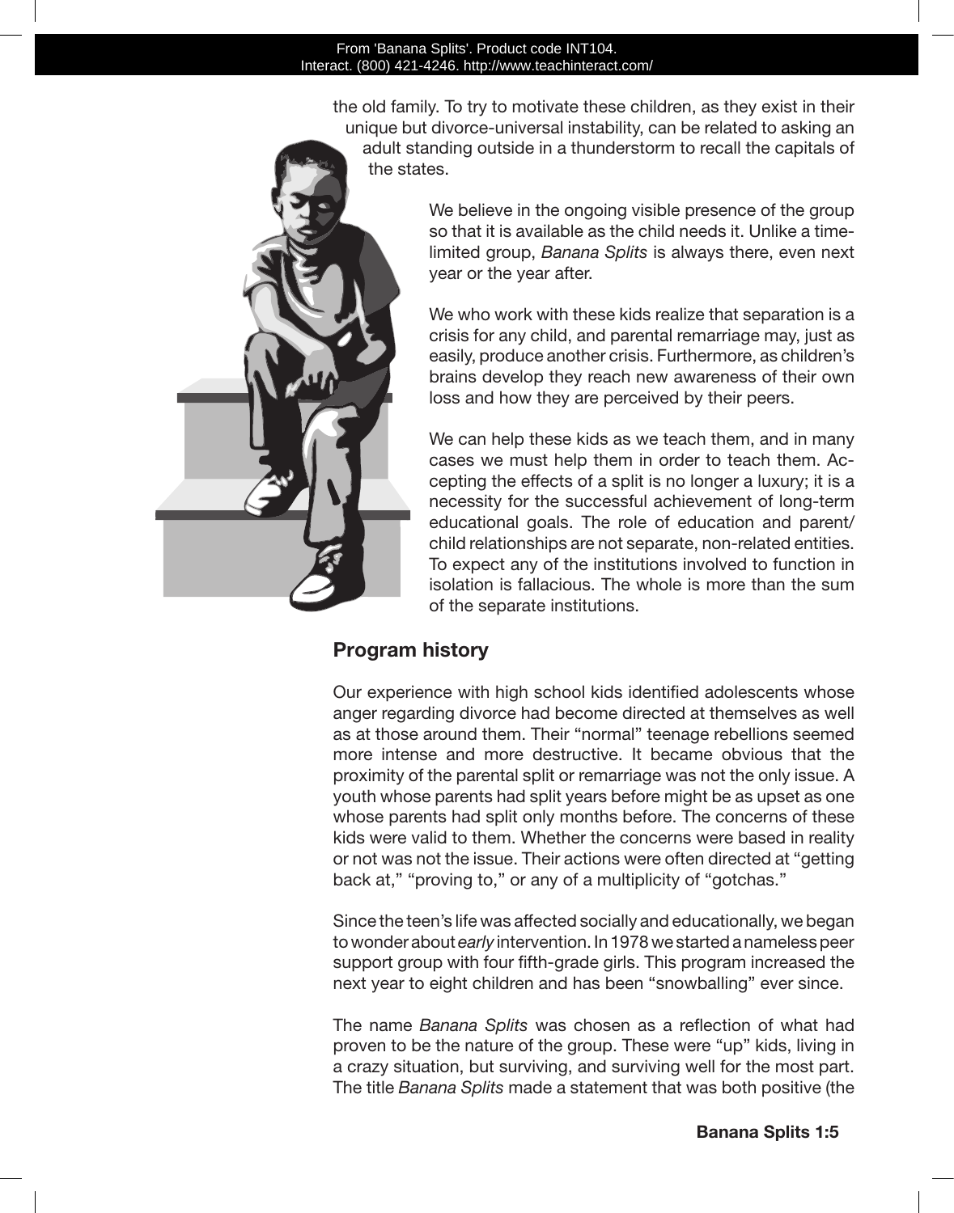the old family. To try to motivate these children, as they exist in their unique but divorce-universal instability, can be related to asking an adult standing outside in a thunderstorm to recall the capitals of the states.

We believe in the ongoing visible presence of the group so that it is available as the child needs it. Unlike a time-limited group, *Banana Splits* is always there, even next year or the year after.

We who work with these kids realize that separation is a crisis for any child, and parental remarriage may, just as easily, produce another crisis. Furthermore, as children's brains develop they reach new awareness of their own loss and how they are perceived by their peers.

We can help these kids as we teach them, and in many cases we must help them in order to teach them. Accepting the effects of a split is no longer a luxury; it is a necessity for the successful achievement of long-term educational goals. The role of education and parent/child relationships are not separate, non-related entities. To expect any of the institutions involved to function in isolation is fallacious. The whole is more than the sum of the separate institutions.

## Program history

Our experience with high school kids identified adolescents whose anger regarding divorce had become directed at themselves as well as at those around them. Their "normal" teenage rebellions seemed more intense and more destructive. It became obvious that the proximity of the parental split or remarriage was not the only issue. A youth whose parents had split years before might be as upset as one whose parents had split only months before. The concerns of these kids were valid to them. Whether the concerns were based in reality or not was not the issue. Their actions were often directed at "getting back at," "proving to," or any of a multiplicity of "gotchas."

Since the teen's life was affected socially and educationally, we began to wonder about *early* intervention. In 1978 we started a nameless peer support group with four fifth-grade girls. This program increased the next year to eight children and has been "snowballing" ever since.

The name *Banana Splits* was chosen as a reflection of what had proven to be the nature of the group. These were "up" kids, living in a crazy situation, but surviving, and surviving well for the most part. The title *Banana Splits* made a statement that was both positive (the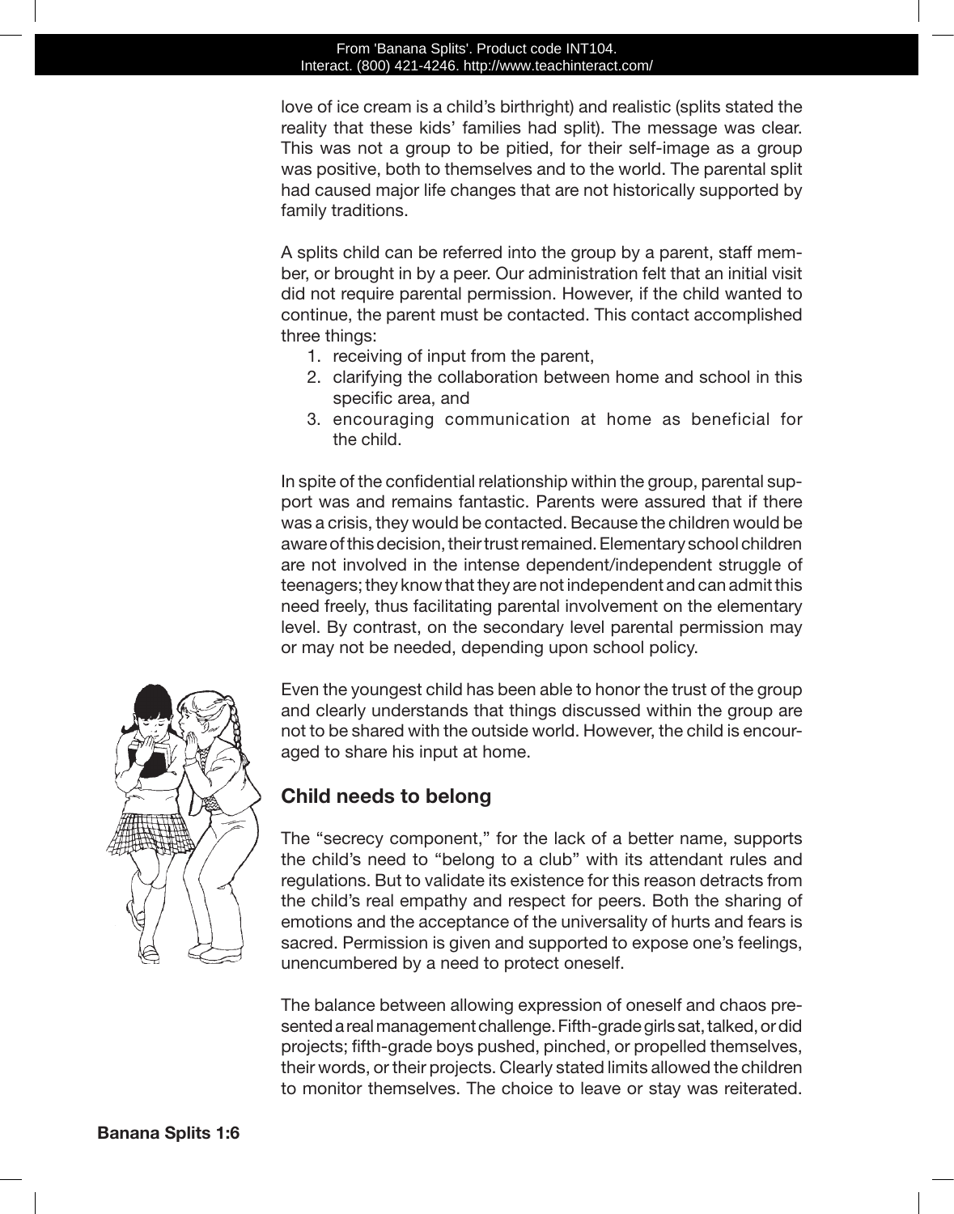love of ice cream is a child's birthright) and realistic (splits stated the reality that these kids' families had split). The message was clear. This was not a group to be pitied, for their self-image as a group was positive, both to themselves and to the world. The parental split had caused major life changes that are not historically supported by family traditions.

A splits child can be referred into the group by a parent, staff member, or brought in by a peer. Our administration felt that an initial visit did not require parental permission. However, if the child wanted to continue, the parent must be contacted. This contact accomplished three things:

1. receiving of input from the parent,
2. clarifying the collaboration between home and school in this specific area, and
3. encouraging communication at home as beneficial for the child.

In spite of the confidential relationship within the group, parental support was and remains fantastic. Parents were assured that if there was a crisis, they would be contacted. Because the children would be aware of this decision, their trust remained. Elementary school children are not involved in the intense dependent/independent struggle of teenagers; they know that they are not independent and can admit this need freely, thus facilitating parental involvement on the elementary level. By contrast, on the secondary level parental permission may or may not be needed, depending upon school policy.

Even the youngest child has been able to honor the trust of the group and clearly understands that things discussed within the group are not to be shared with the outside world. However, the child is encouraged to share his input at home.

## Child needs to belong

The "secrecy component," for the lack of a better name, supports the child's need to "belong to a club" with its attendant rules and regulations. But to validate its existence for this reason detracts from the child's real empathy and respect for peers. Both the sharing of emotions and the acceptance of the universality of hurts and fears is sacred. Permission is given and supported to expose one's feelings, unencumbered by a need to protect oneself.

The balance between allowing expression of oneself and chaos presented a real management challenge. Fifth-grade girls sat, talked, or did projects; fifth-grade boys pushed, pinched, or propelled themselves, their words, or their projects. Clearly stated limits allowed the children to monitor themselves. The choice to leave or stay was reiterated.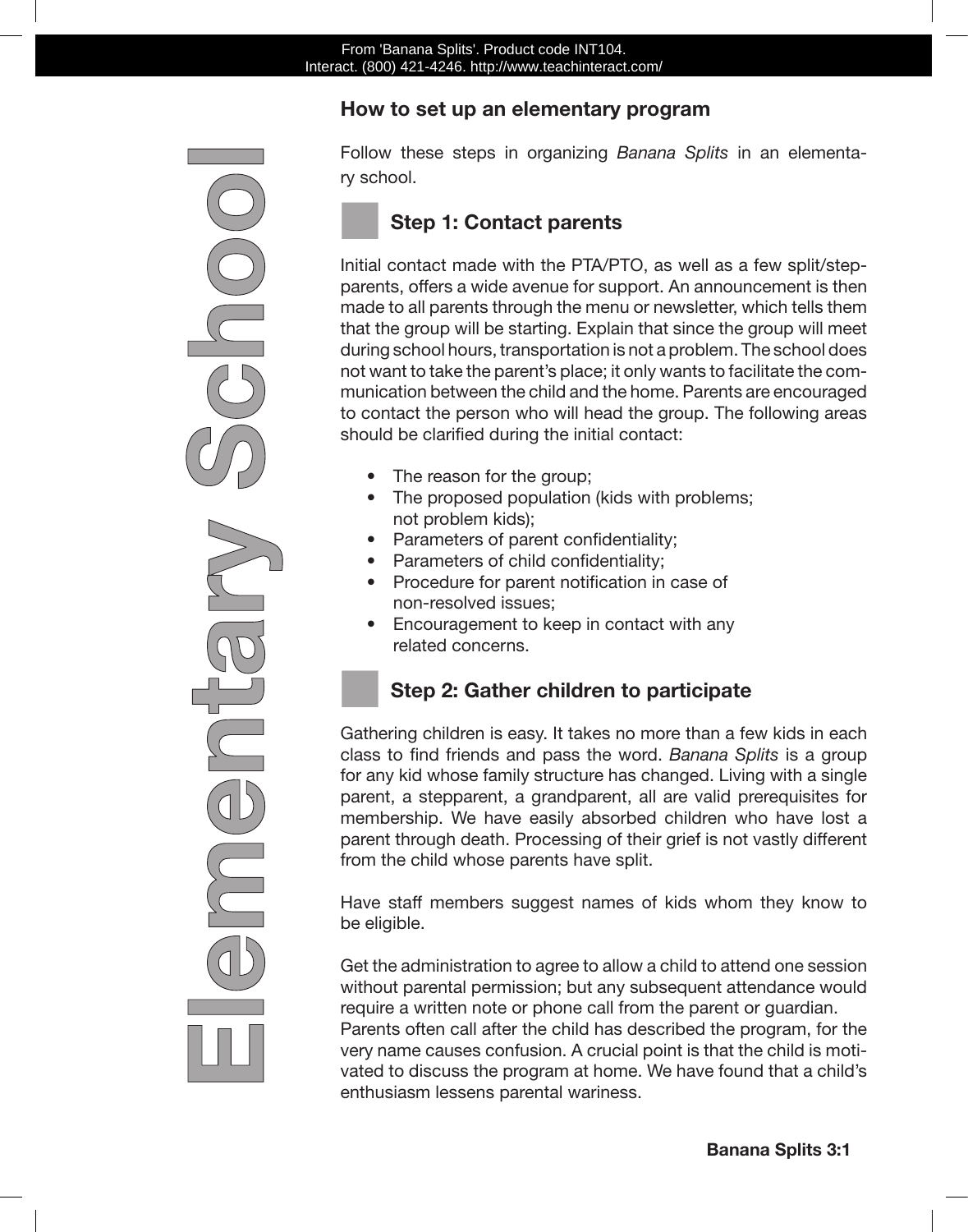## How to set up an elementary program

Follow these steps in organizing *Banana Splits* in an elementary school.

### Step 1: Contact parents

Initial contact made with the PTA/PTO, as well as a few split/stepparents, offers a wide avenue for support. An announcement is then made to all parents through the menu or newsletter, which tells them that the group will be starting. Explain that since the group will meet during school hours, transportation is not a problem. The school does not want to take the parent's place; it only wants to facilitate the communication between the child and the home. Parents are encouraged to contact the person who will head the group. The following areas should be clarified during the initial contact:

- The reason for the group;
- The proposed population (kids with problems; not problem kids);
- Parameters of parent confidentiality;
- Parameters of child confidentiality;
- Procedure for parent notification in case of non-resolved issues;
- Encouragement to keep in contact with any related concerns.

### Step 2: Gather children to participate

Gathering children is easy. It takes no more than a few kids in each class to find friends and pass the word. *Banana Splits* is a group for any kid whose family structure has changed. Living with a single parent, a stepparent, a grandparent, all are valid prerequisites for membership. We have easily absorbed children who have lost a parent through death. Processing of their grief is not vastly different from the child whose parents have split.

Have staff members suggest names of kids whom they know to be eligible.

Get the administration to agree to allow a child to attend one session without parental permission; but any subsequent attendance would require a written note or phone call from the parent or guardian. Parents often call after the child has described the program, for the very name causes confusion. A crucial point is that the child is motivated to discuss the program at home. We have found that a child's enthusiasm lessens parental wariness.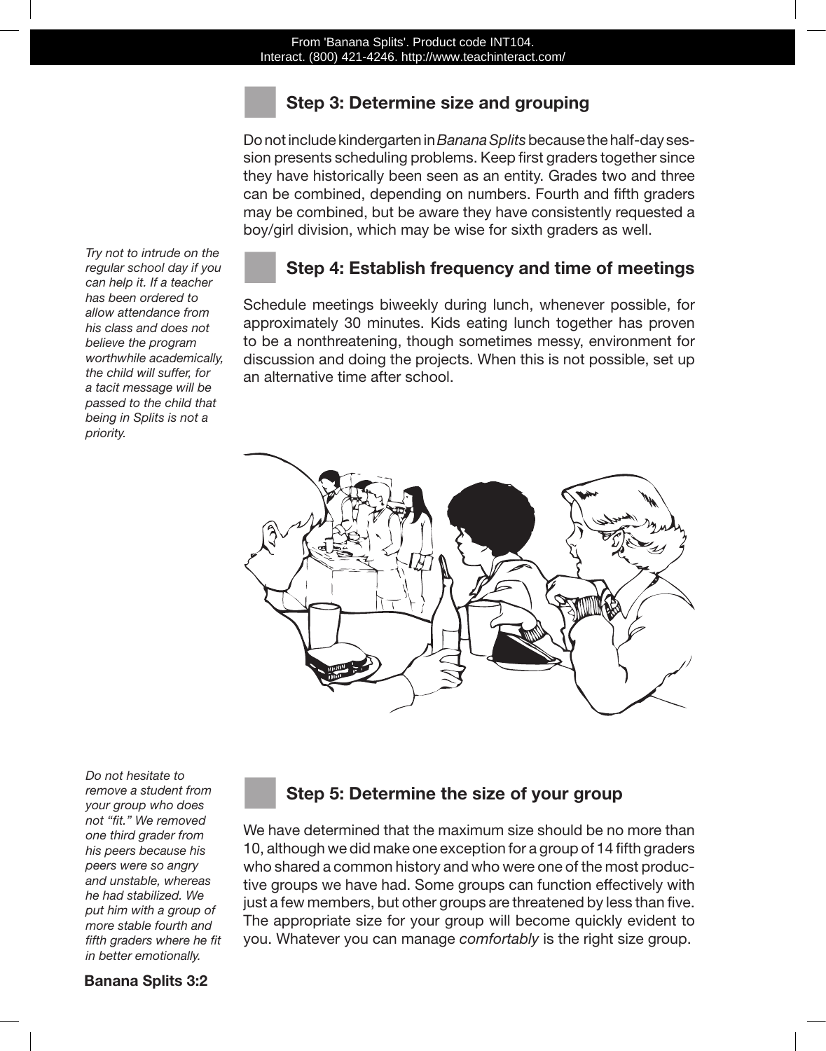### Step 3: Determine size and grouping

Do not include kindergarten in *Banana Splits* because the half-day session presents scheduling problems. Keep first graders together since they have historically been seen as an entity. Grades two and three can be combined, depending on numbers. Fourth and fifth graders may be combined, but be aware they have consistently requested a boy/girl division, which may be wise for sixth graders as well.

*Try not to intrude on the regular school day if you can help it. If a teacher has been ordered to allow attendance from his class and does not believe the program worthwhile academically, the child will suffer, for a tacit message will be passed to the child that being in Splits is not a priority.*

### Step 4: Establish frequency and time of meetings

Schedule meetings biweekly during lunch, whenever possible, for approximately 30 minutes. Kids eating lunch together has proven to be a nonthreatening, though sometimes messy, environment for discussion and doing the projects. When this is not possible, set up an alternative time after school.

*Do not hesitate to remove a student from your group who does not "fit." We removed one third grader from his peers because his peers were so angry and unstable, whereas he had stabilized. We put him with a group of more stable fourth and fifth graders where he fit in better emotionally.*

### Step 5: Determine the size of your group

We have determined that the maximum size should be no more than 10, although we did make one exception for a group of 14 fifth graders who shared a common history and who were one of the most productive groups we have had. Some groups can function effectively with just a few members, but other groups are threatened by less than five. The appropriate size for your group will become quickly evident to you. Whatever you can manage *comfortably* is the right size group.